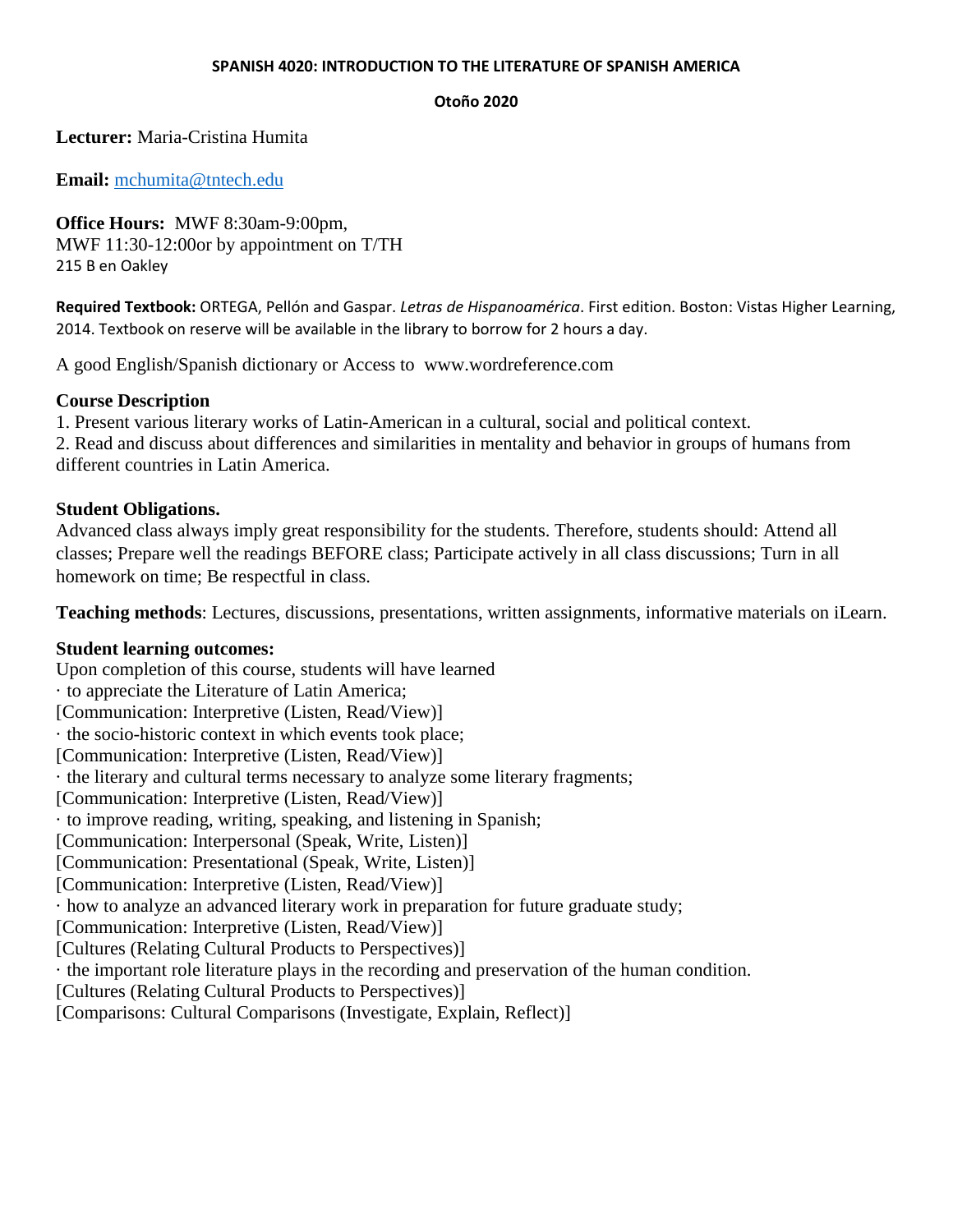# SPANISH 4020: INTRODUCTION TO THE LITERATURE OF SPANISH AMERICA

**Otoño 2020**

**Lecturer:** Maria-Cristina Humita

**Email:** mchumita@tntech.edu

**Office Hours:** MWF 8:30am-9:00pm,
MWF 11:30-12:00or by appointment on T/TH
215 B en Oakley

**Required Textbook:** ORTEGA, Pellón and Gaspar. *Letras de Hispanoamérica*. First edition. Boston: Vistas Higher Learning, 2014. Textbook on reserve will be available in the library to borrow for 2 hours a day.

A good English/Spanish dictionary or Access to www.wordreference.com

## Course Description

1. Present various literary works of Latin-American in a cultural, social and political context.
2. Read and discuss about differences and similarities in mentality and behavior in groups of humans from different countries in Latin America.

## Student Obligations.

Advanced class always imply great responsibility for the students. Therefore, students should: Attend all classes; Prepare well the readings BEFORE class; Participate actively in all class discussions; Turn in all homework on time; Be respectful in class.

**Teaching methods**: Lectures, discussions, presentations, written assignments, informative materials on iLearn.

## Student learning outcomes:

Upon completion of this course, students will have learned

· to appreciate the Literature of Latin America;
[Communication: Interpretive (Listen, Read/View)]

· the socio-historic context in which events took place;
[Communication: Interpretive (Listen, Read/View)]

· the literary and cultural terms necessary to analyze some literary fragments;
[Communication: Interpretive (Listen, Read/View)]

· to improve reading, writing, speaking, and listening in Spanish;
[Communication: Interpersonal (Speak, Write, Listen)]
[Communication: Presentational (Speak, Write, Listen)]
[Communication: Interpretive (Listen, Read/View)]

· how to analyze an advanced literary work in preparation for future graduate study;
[Communication: Interpretive (Listen, Read/View)]
[Cultures (Relating Cultural Products to Perspectives)]

· the important role literature plays in the recording and preservation of the human condition.
[Cultures (Relating Cultural Products to Perspectives)]
[Comparisons: Cultural Comparisons (Investigate, Explain, Reflect)]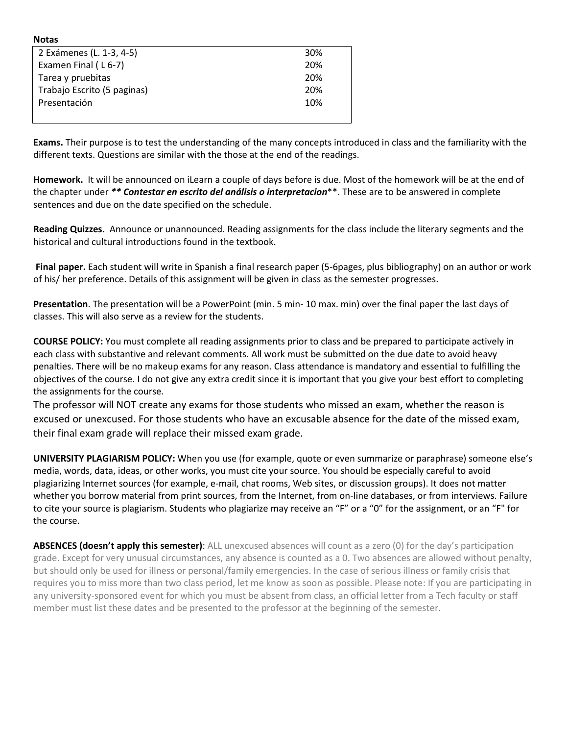**Notas**

| | |
|---|---|
| 2 Exámenes (L. 1-3, 4-5) | 30% |
| Examen Final ( L 6-7) | 20% |
| Tarea y pruebitas | 20% |
| Trabajo Escrito (5 paginas) | 20% |
| Presentación | 10% |

**Exams.** Their purpose is to test the understanding of the many concepts introduced in class and the familiarity with the different texts. Questions are similar with the those at the end of the readings.

**Homework.** It will be announced on iLearn a couple of days before is due. Most of the homework will be at the end of the chapter under ***\*\* Contestar en escrito del análisis o interpretacion*\*\***. These are to be answered in complete sentences and due on the date specified on the schedule.

**Reading Quizzes.** Announce or unannounced. Reading assignments for the class include the literary segments and the historical and cultural introductions found in the textbook.

**Final paper.** Each student will write in Spanish a final research paper (5-6pages, plus bibliography) on an author or work of his/ her preference. Details of this assignment will be given in class as the semester progresses.

**Presentation**. The presentation will be a PowerPoint (min. 5 min- 10 max. min) over the final paper the last days of classes. This will also serve as a review for the students.

**COURSE POLICY:** You must complete all reading assignments prior to class and be prepared to participate actively in each class with substantive and relevant comments. All work must be submitted on the due date to avoid heavy penalties. There will be no makeup exams for any reason. Class attendance is mandatory and essential to fulfilling the objectives of the course. I do not give any extra credit since it is important that you give your best effort to completing the assignments for the course.

The professor will NOT create any exams for those students who missed an exam, whether the reason is excused or unexcused. For those students who have an excusable absence for the date of the missed exam, their final exam grade will replace their missed exam grade.

**UNIVERSITY PLAGIARISM POLICY:** When you use (for example, quote or even summarize or paraphrase) someone else's media, words, data, ideas, or other works, you must cite your source. You should be especially careful to avoid plagiarizing Internet sources (for example, e-mail, chat rooms, Web sites, or discussion groups). It does not matter whether you borrow material from print sources, from the Internet, from on-line databases, or from interviews. Failure to cite your source is plagiarism. Students who plagiarize may receive an "F" or a "0" for the assignment, or an "F" for the course.

**ABSENCES (doesn't apply this semester)**: ALL unexcused absences will count as a zero (0) for the day's participation grade. Except for very unusual circumstances, any absence is counted as a 0. Two absences are allowed without penalty, but should only be used for illness or personal/family emergencies. In the case of serious illness or family crisis that requires you to miss more than two class period, let me know as soon as possible. Please note: If you are participating in any university-sponsored event for which you must be absent from class, an official letter from a Tech faculty or staff member must list these dates and be presented to the professor at the beginning of the semester.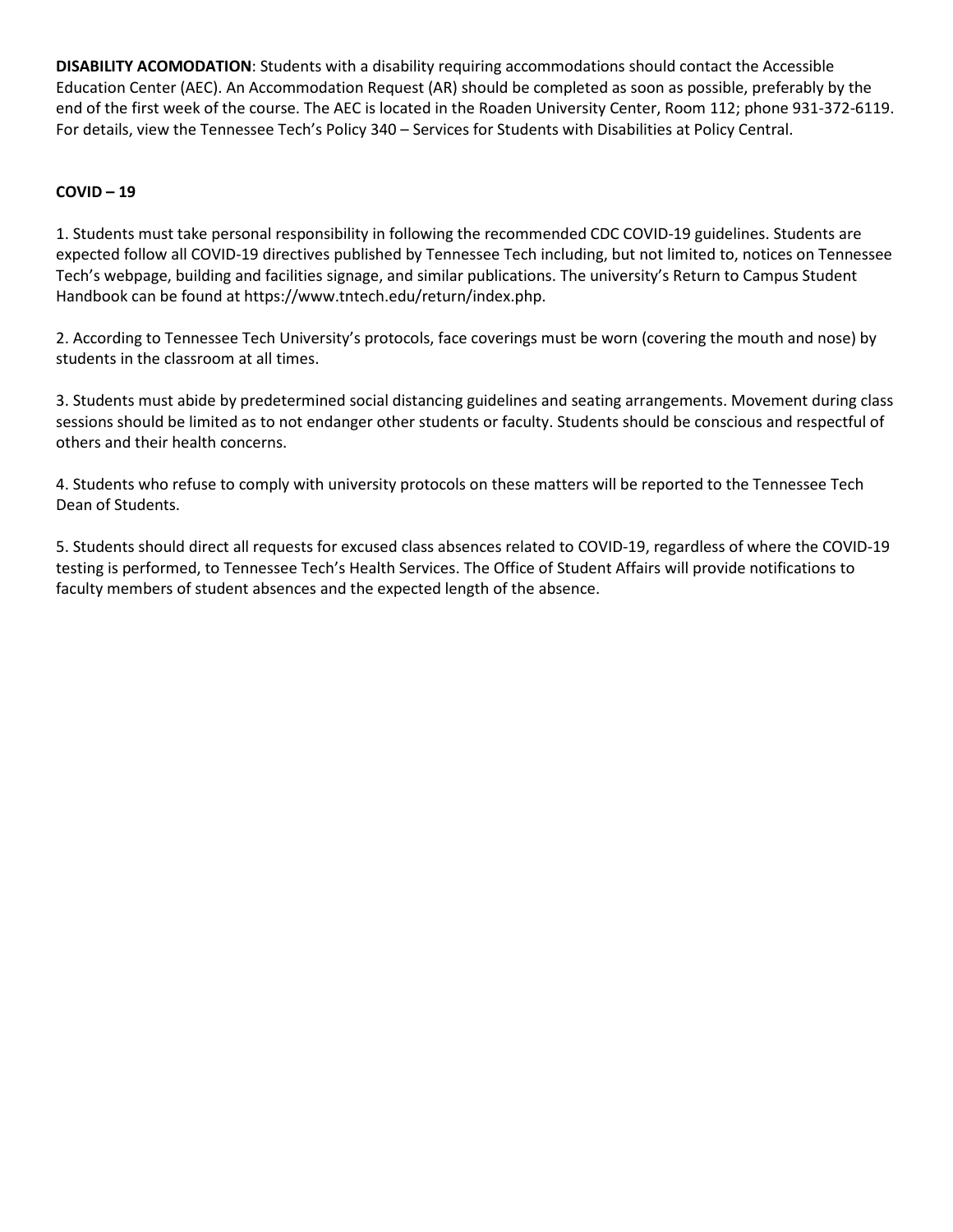**DISABILITY ACOMODATION**: Students with a disability requiring accommodations should contact the Accessible Education Center (AEC). An Accommodation Request (AR) should be completed as soon as possible, preferably by the end of the first week of the course. The AEC is located in the Roaden University Center, Room 112; phone 931-372-6119. For details, view the Tennessee Tech's Policy 340 – Services for Students with Disabilities at Policy Central.

**COVID – 19**

1. Students must take personal responsibility in following the recommended CDC COVID-19 guidelines. Students are expected follow all COVID-19 directives published by Tennessee Tech including, but not limited to, notices on Tennessee Tech's webpage, building and facilities signage, and similar publications. The university's Return to Campus Student Handbook can be found at https://www.tntech.edu/return/index.php.

2. According to Tennessee Tech University's protocols, face coverings must be worn (covering the mouth and nose) by students in the classroom at all times.

3. Students must abide by predetermined social distancing guidelines and seating arrangements. Movement during class sessions should be limited as to not endanger other students or faculty. Students should be conscious and respectful of others and their health concerns.

4. Students who refuse to comply with university protocols on these matters will be reported to the Tennessee Tech Dean of Students.

5. Students should direct all requests for excused class absences related to COVID-19, regardless of where the COVID-19 testing is performed, to Tennessee Tech's Health Services. The Office of Student Affairs will provide notifications to faculty members of student absences and the expected length of the absence.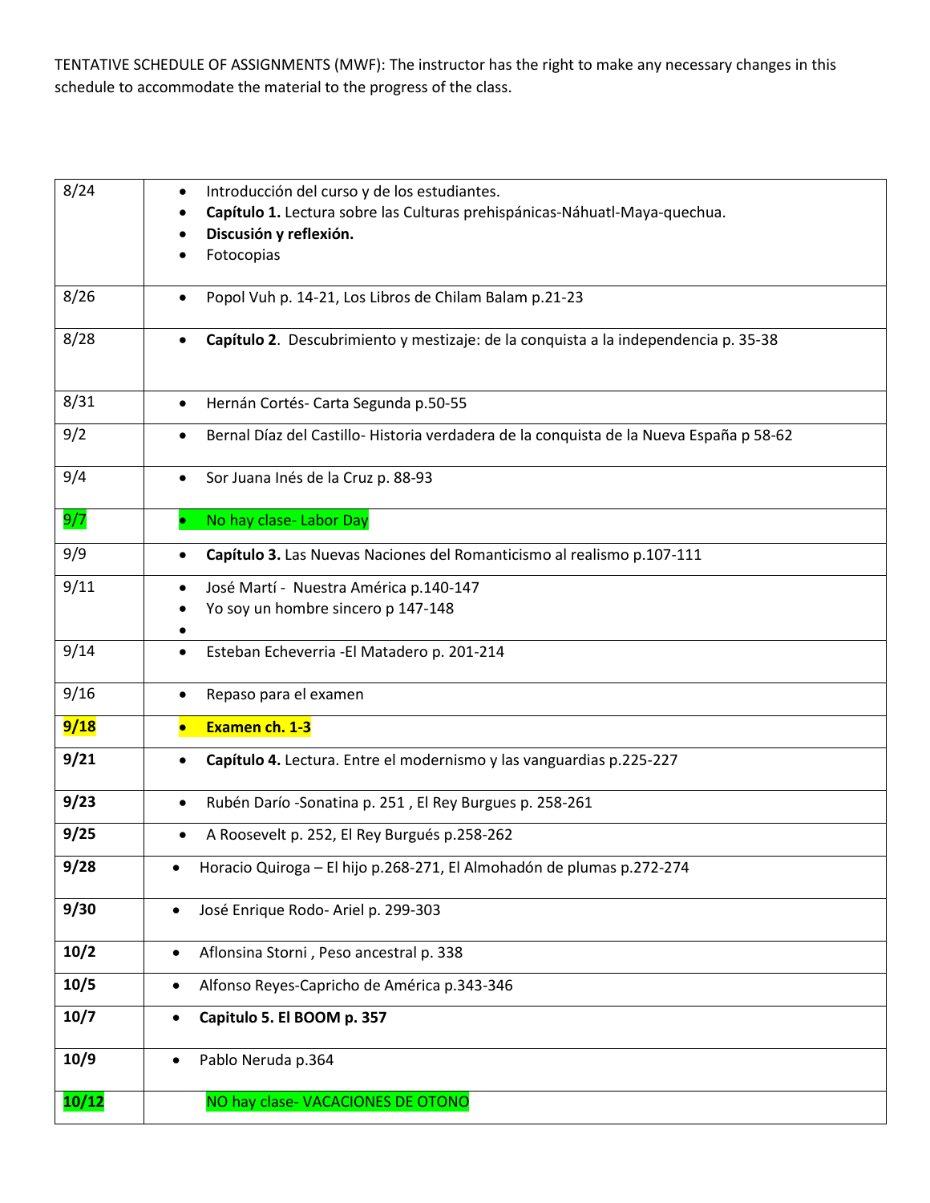TENTATIVE SCHEDULE OF ASSIGNMENTS (MWF): The instructor has the right to make any necessary changes in this schedule to accommodate the material to the progress of the class.

| | |
|---|---|
| 8/24 | • Introducción del curso y de los estudiantes.<br>• **Capítulo 1.** Lectura sobre las Culturas prehispánicas-Náhuatl-Maya-quechua.<br>• **Discusión y reflexión.**<br>• Fotocopias |
| 8/26 | • Popol Vuh p. 14-21, Los Libros de Chilam Balam p.21-23 |
| 8/28 | • **Capítulo 2**. Descubrimiento y mestizaje: de la conquista a la independencia p. 35-38 |
| 8/31 | • Hernán Cortés- Carta Segunda p.50-55 |
| 9/2 | • Bernal Díaz del Castillo- Historia verdadera de la conquista de la Nueva España p 58-62 |
| 9/4 | • Sor Juana Inés de la Cruz p. 88-93 |
| 9/7 | • No hay clase- Labor Day |
| 9/9 | • **Capítulo 3.** Las Nuevas Naciones del Romanticismo al realismo p.107-111 |
| 9/11 | • José Martí - Nuestra América p.140-147<br>• Yo soy un hombre sincero p 147-148<br>• |
| 9/14 | • Esteban Echeverria -El Matadero p. 201-214 |
| 9/16 | • Repaso para el examen |
| **9/18** | • **Examen ch. 1-3** |
| **9/21** | • **Capítulo 4.** Lectura. Entre el modernismo y las vanguardias p.225-227 |
| **9/23** | • Rubén Darío -Sonatina p. 251 , El Rey Burgues p. 258-261 |
| **9/25** | • A Roosevelt p. 252, El Rey Burgués p.258-262 |
| **9/28** | • Horacio Quiroga – El hijo p.268-271, El Almohadón de plumas p.272-274 |
| **9/30** | • José Enrique Rodo- Ariel p. 299-303 |
| **10/2** | • Aflonsina Storni , Peso ancestral p. 338 |
| **10/5** | • Alfonso Reyes-Capricho de América p.343-346 |
| **10/7** | • **Capitulo 5. El BOOM p. 357** |
| **10/9** | • Pablo Neruda p.364 |
| **10/12** | NO hay clase- VACACIONES DE OTONO |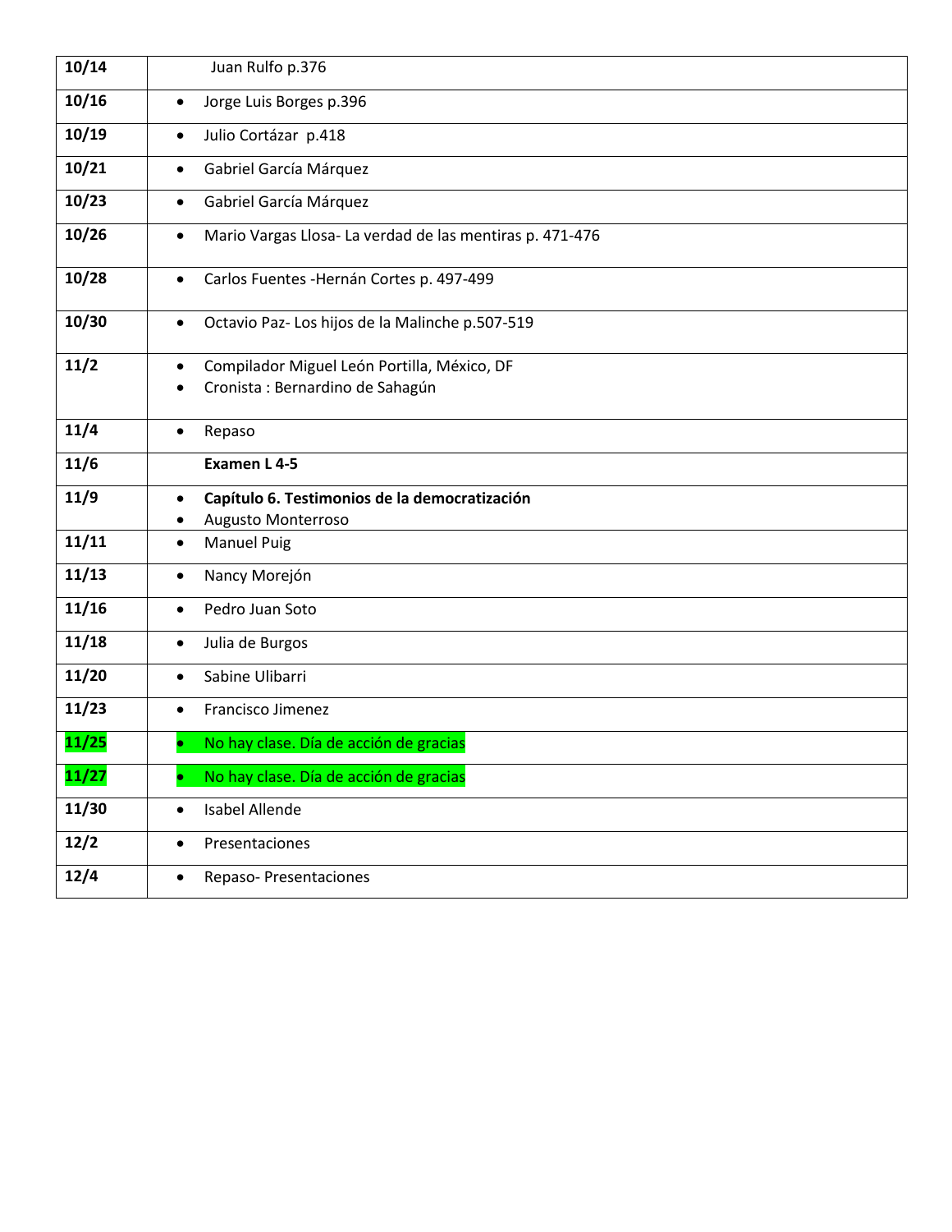| | |
|---|---|
| **10/14** | Juan Rulfo p.376 |
| **10/16** | • Jorge Luis Borges p.396 |
| **10/19** | • Julio Cortázar  p.418 |
| **10/21** | • Gabriel García Márquez |
| **10/23** | • Gabriel García Márquez |
| **10/26** | • Mario Vargas Llosa- La verdad de las mentiras p. 471-476 |
| **10/28** | • Carlos Fuentes -Hernán Cortes p. 497-499 |
| **10/30** | • Octavio Paz- Los hijos de la Malinche p.507-519 |
| **11/2** | • Compilador Miguel León Portilla, México, DF<br>• Cronista : Bernardino de Sahagún |
| **11/4** | • Repaso |
| **11/6** | **Examen L 4-5** |
| **11/9** | • **Capítulo 6. Testimonios de la democratización**<br>• Augusto Monterroso |
| **11/11** | • Manuel Puig |
| **11/13** | • Nancy Morejón |
| **11/16** | • Pedro Juan Soto |
| **11/18** | • Julia de Burgos |
| **11/20** | • Sabine Ulibarri |
| **11/23** | • Francisco Jimenez |
| **11/25** | • No hay clase. Día de acción de gracias |
| **11/27** | • No hay clase. Día de acción de gracias |
| **11/30** | • Isabel Allende |
| **12/2** | • Presentaciones |
| **12/4** | • Repaso- Presentaciones |